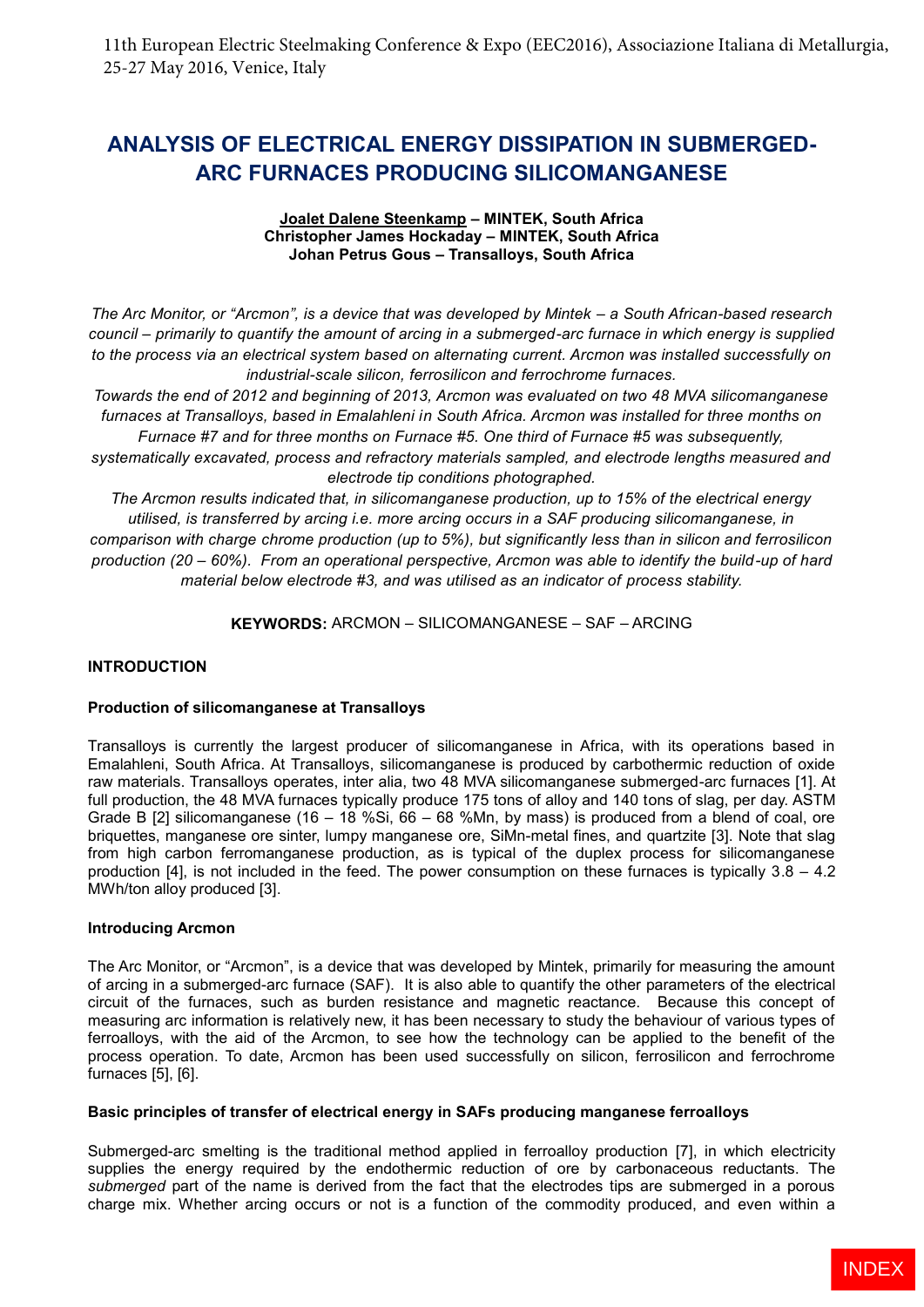# ANALYSIS OF ELECTRICAL ENERGY DISSIPATION IN SUBMERGED-ARC FURNACES PRODUCING SILICOMANGANESE

**Joalet Dalene Steenkamp – MINTEK, South Africa**
**Christopher James Hockaday – MINTEK, South Africa**
**Johan Petrus Gous – Transalloys, South Africa**

*The Arc Monitor, or "Arcmon", is a device that was developed by Mintek – a South African-based research council – primarily to quantify the amount of arcing in a submerged-arc furnace in which energy is supplied to the process via an electrical system based on alternating current. Arcmon was installed successfully on industrial-scale silicon, ferrosilicon and ferrochrome furnaces.*

*Towards the end of 2012 and beginning of 2013, Arcmon was evaluated on two 48 MVA silicomanganese furnaces at Transalloys, based in Emalahleni in South Africa. Arcmon was installed for three months on Furnace #7 and for three months on Furnace #5. One third of Furnace #5 was subsequently, systematically excavated, process and refractory materials sampled, and electrode lengths measured and electrode tip conditions photographed.*

*The Arcmon results indicated that, in silicomanganese production, up to 15% of the electrical energy utilised, is transferred by arcing i.e. more arcing occurs in a SAF producing silicomanganese, in comparison with charge chrome production (up to 5%), but significantly less than in silicon and ferrosilicon production (20 – 60%). From an operational perspective, Arcmon was able to identify the build-up of hard material below electrode #3, and was utilised as an indicator of process stability.*

**KEYWORDS:** ARCMON – SILICOMANGANESE – SAF – ARCING

## INTRODUCTION

### Production of silicomanganese at Transalloys

Transalloys is currently the largest producer of silicomanganese in Africa, with its operations based in Emalahleni, South Africa. At Transalloys, silicomanganese is produced by carbothermic reduction of oxide raw materials. Transalloys operates, inter alia, two 48 MVA silicomanganese submerged-arc furnaces [1]. At full production, the 48 MVA furnaces typically produce 175 tons of alloy and 140 tons of slag, per day. ASTM Grade B [2] silicomanganese (16 – 18 %Si, 66 – 68 %Mn, by mass) is produced from a blend of coal, ore briquettes, manganese ore sinter, lumpy manganese ore, SiMn-metal fines, and quartzite [3]. Note that slag from high carbon ferromanganese production, as is typical of the duplex process for silicomanganese production [4], is not included in the feed. The power consumption on these furnaces is typically 3.8 – 4.2 MWh/ton alloy produced [3].

### Introducing Arcmon

The Arc Monitor, or "Arcmon", is a device that was developed by Mintek, primarily for measuring the amount of arcing in a submerged-arc furnace (SAF). It is also able to quantify the other parameters of the electrical circuit of the furnaces, such as burden resistance and magnetic reactance. Because this concept of measuring arc information is relatively new, it has been necessary to study the behaviour of various types of ferroalloys, with the aid of the Arcmon, to see how the technology can be applied to the benefit of the process operation. To date, Arcmon has been used successfully on silicon, ferrosilicon and ferrochrome furnaces [5], [6].

### Basic principles of transfer of electrical energy in SAFs producing manganese ferroalloys

Submerged-arc smelting is the traditional method applied in ferroalloy production [7], in which electricity supplies the energy required by the endothermic reduction of ore by carbonaceous reductants. The *submerged* part of the name is derived from the fact that the electrodes tips are submerged in a porous charge mix. Whether arcing occurs or not is a function of the commodity produced, and even within a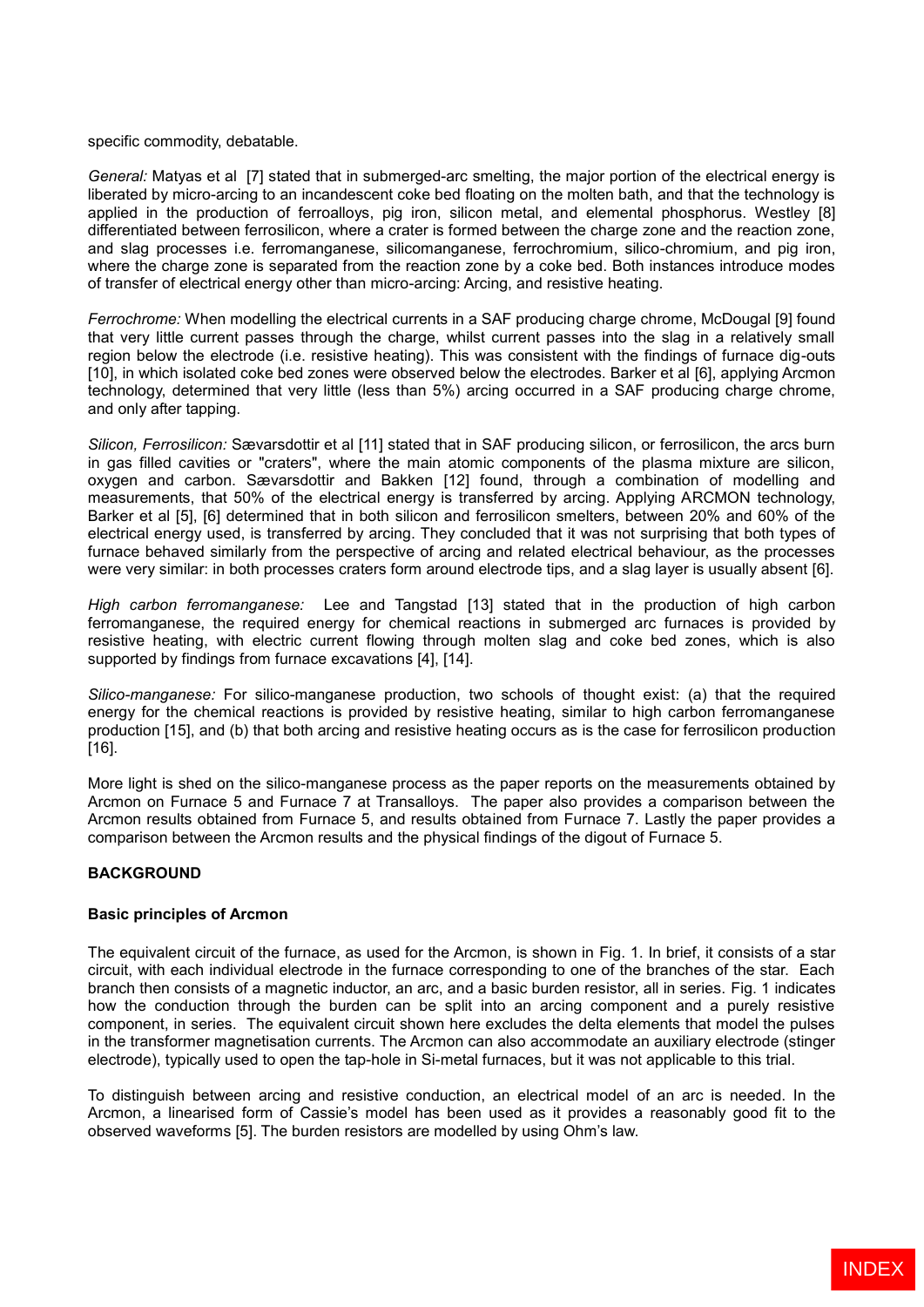specific commodity, debatable.

*General:* Matyas et al [7] stated that in submerged-arc smelting, the major portion of the electrical energy is liberated by micro-arcing to an incandescent coke bed floating on the molten bath, and that the technology is applied in the production of ferroalloys, pig iron, silicon metal, and elemental phosphorus. Westley [8] differentiated between ferrosilicon, where a crater is formed between the charge zone and the reaction zone, and slag processes i.e. ferromanganese, silicomanganese, ferrochromium, silico-chromium, and pig iron, where the charge zone is separated from the reaction zone by a coke bed. Both instances introduce modes of transfer of electrical energy other than micro-arcing: Arcing, and resistive heating.

*Ferrochrome:* When modelling the electrical currents in a SAF producing charge chrome, McDougal [9] found that very little current passes through the charge, whilst current passes into the slag in a relatively small region below the electrode (i.e. resistive heating). This was consistent with the findings of furnace dig-outs [10], in which isolated coke bed zones were observed below the electrodes. Barker et al [6], applying Arcmon technology, determined that very little (less than 5%) arcing occurred in a SAF producing charge chrome, and only after tapping.

*Silicon, Ferrosilicon:* Sævarsdottir et al [11] stated that in SAF producing silicon, or ferrosilicon, the arcs burn in gas filled cavities or "craters", where the main atomic components of the plasma mixture are silicon, oxygen and carbon. Sævarsdottir and Bakken [12] found, through a combination of modelling and measurements, that 50% of the electrical energy is transferred by arcing. Applying ARCMON technology, Barker et al [5], [6] determined that in both silicon and ferrosilicon smelters, between 20% and 60% of the electrical energy used, is transferred by arcing. They concluded that it was not surprising that both types of furnace behaved similarly from the perspective of arcing and related electrical behaviour, as the processes were very similar: in both processes craters form around electrode tips, and a slag layer is usually absent [6].

*High carbon ferromanganese:* Lee and Tangstad [13] stated that in the production of high carbon ferromanganese, the required energy for chemical reactions in submerged arc furnaces is provided by resistive heating, with electric current flowing through molten slag and coke bed zones, which is also supported by findings from furnace excavations [4], [14].

*Silico-manganese:* For silico-manganese production, two schools of thought exist: (a) that the required energy for the chemical reactions is provided by resistive heating, similar to high carbon ferromanganese production [15], and (b) that both arcing and resistive heating occurs as is the case for ferrosilicon production [16].

More light is shed on the silico-manganese process as the paper reports on the measurements obtained by Arcmon on Furnace 5 and Furnace 7 at Transalloys. The paper also provides a comparison between the Arcmon results obtained from Furnace 5, and results obtained from Furnace 7. Lastly the paper provides a comparison between the Arcmon results and the physical findings of the digout of Furnace 5.

## BACKGROUND

### Basic principles of Arcmon

The equivalent circuit of the furnace, as used for the Arcmon, is shown in Fig. 1. In brief, it consists of a star circuit, with each individual electrode in the furnace corresponding to one of the branches of the star. Each branch then consists of a magnetic inductor, an arc, and a basic burden resistor, all in series. Fig. 1 indicates how the conduction through the burden can be split into an arcing component and a purely resistive component, in series. The equivalent circuit shown here excludes the delta elements that model the pulses in the transformer magnetisation currents. The Arcmon can also accommodate an auxiliary electrode (stinger electrode), typically used to open the tap-hole in Si-metal furnaces, but it was not applicable to this trial.

To distinguish between arcing and resistive conduction, an electrical model of an arc is needed. In the Arcmon, a linearised form of Cassie's model has been used as it provides a reasonably good fit to the observed waveforms [5]. The burden resistors are modelled by using Ohm's law.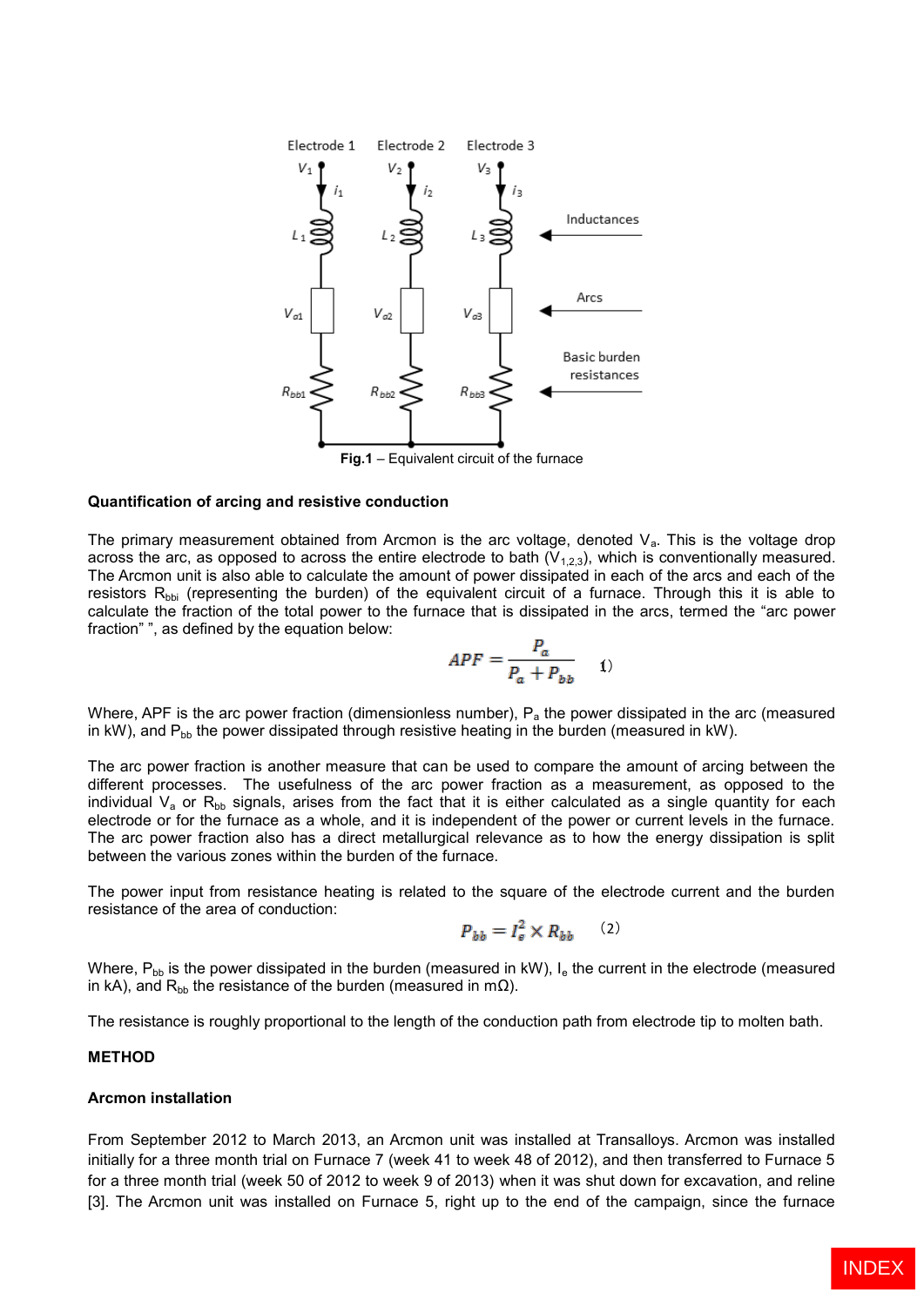**Fig.1** – Equivalent circuit of the furnace

### Quantification of arcing and resistive conduction

The primary measurement obtained from Arcmon is the arc voltage, denoted $V_a$. This is the voltage drop across the arc, as opposed to across the entire electrode to bath ($V_{1,2,3}$), which is conventionally measured. The Arcmon unit is also able to calculate the amount of power dissipated in each of the arcs and each of the resistors $R_{bbi}$ (representing the burden) of the equivalent circuit of a furnace. Through this it is able to calculate the fraction of the total power to the furnace that is dissipated in the arcs, termed the “arc power fraction” ”, as defined by the equation below:

$$APF = \frac{P_a}{P_a + P_{bb}} \quad (1)$$

Where, APF is the arc power fraction (dimensionless number), $P_a$ the power dissipated in the arc (measured in kW), and $P_{bb}$ the power dissipated through resistive heating in the burden (measured in kW).

The arc power fraction is another measure that can be used to compare the amount of arcing between the different processes. The usefulness of the arc power fraction as a measurement, as opposed to the individual $V_a$ or $R_{bb}$ signals, arises from the fact that it is either calculated as a single quantity for each electrode or for the furnace as a whole, and it is independent of the power or current levels in the furnace. The arc power fraction also has a direct metallurgical relevance as to how the energy dissipation is split between the various zones within the burden of the furnace.

The power input from resistance heating is related to the square of the electrode current and the burden resistance of the area of conduction:

$$P_{bb} = I_e^2 \times R_{bb} \quad (2)$$

Where, $P_{bb}$ is the power dissipated in the burden (measured in kW), $I_e$ the current in the electrode (measured in kA), and $R_{bb}$ the resistance of the burden (measured in mΩ).

The resistance is roughly proportional to the length of the conduction path from electrode tip to molten bath.

## METHOD

### Arcmon installation

From September 2012 to March 2013, an Arcmon unit was installed at Transalloys. Arcmon was installed initially for a three month trial on Furnace 7 (week 41 to week 48 of 2012), and then transferred to Furnace 5 for a three month trial (week 50 of 2012 to week 9 of 2013) when it was shut down for excavation, and reline [3]. The Arcmon unit was installed on Furnace 5, right up to the end of the campaign, since the furnace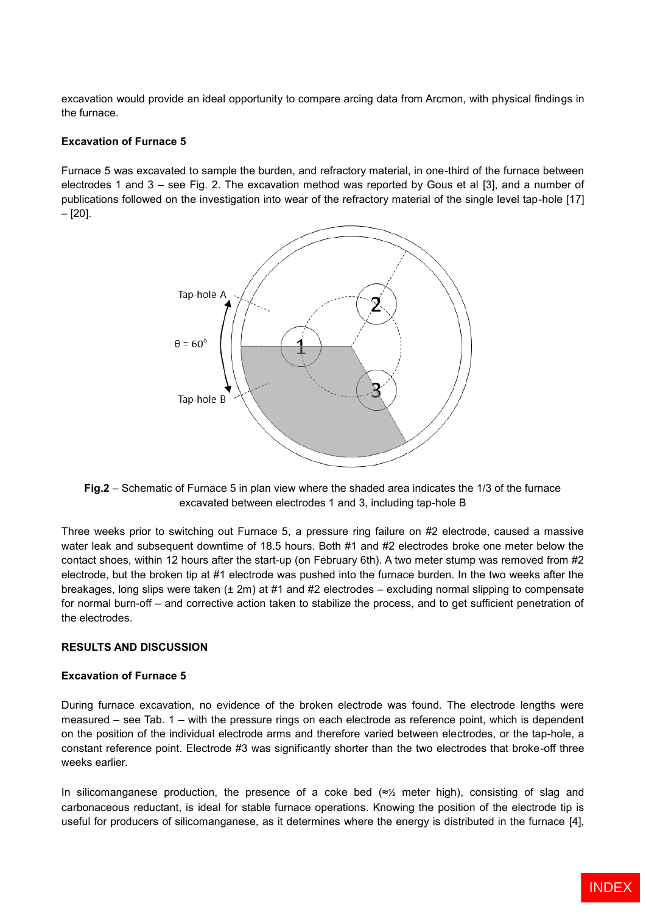excavation would provide an ideal opportunity to compare arcing data from Arcmon, with physical findings in the furnace.

**Excavation of Furnace 5**

Furnace 5 was excavated to sample the burden, and refractory material, in one-third of the furnace between electrodes 1 and 3 – see Fig. 2. The excavation method was reported by Gous et al [3], and a number of publications followed on the investigation into wear of the refractory material of the single level tap-hole [17] – [20].

**Fig.2** – Schematic of Furnace 5 in plan view where the shaded area indicates the 1/3 of the furnace excavated between electrodes 1 and 3, including tap-hole B

Three weeks prior to switching out Furnace 5, a pressure ring failure on #2 electrode, caused a massive water leak and subsequent downtime of 18.5 hours. Both #1 and #2 electrodes broke one meter below the contact shoes, within 12 hours after the start-up (on February 6th). A two meter stump was removed from #2 electrode, but the broken tip at #1 electrode was pushed into the furnace burden. In the two weeks after the breakages, long slips were taken (± 2m) at #1 and #2 electrodes – excluding normal slipping to compensate for normal burn-off – and corrective action taken to stabilize the process, and to get sufficient penetration of the electrodes.

## RESULTS AND DISCUSSION

**Excavation of Furnace 5**

During furnace excavation, no evidence of the broken electrode was found. The electrode lengths were measured – see Tab. 1 – with the pressure rings on each electrode as reference point, which is dependent on the position of the individual electrode arms and therefore varied between electrodes, or the tap-hole, a constant reference point. Electrode #3 was significantly shorter than the two electrodes that broke-off three weeks earlier.

In silicomanganese production, the presence of a coke bed (≈½ meter high), consisting of slag and carbonaceous reductant, is ideal for stable furnace operations. Knowing the position of the electrode tip is useful for producers of silicomanganese, as it determines where the energy is distributed in the furnace [4],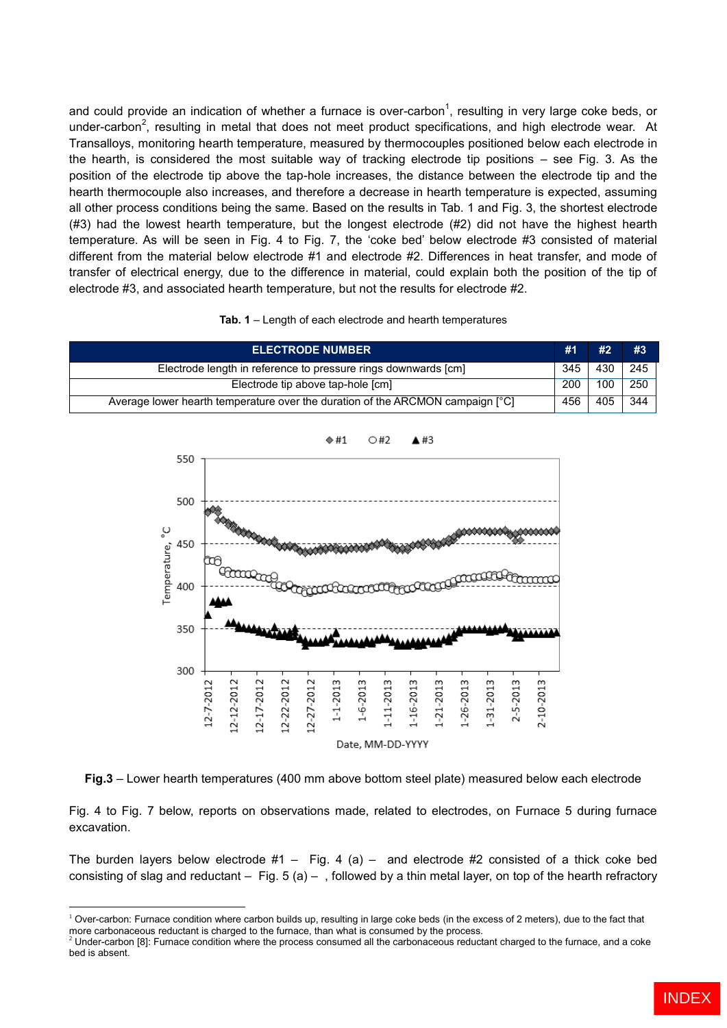and could provide an indication of whether a furnace is over-carbon[1], resulting in very large coke beds, or under-carbon[2], resulting in metal that does not meet product specifications, and high electrode wear. At Transalloys, monitoring hearth temperature, measured by thermocouples positioned below each electrode in the hearth, is considered the most suitable way of tracking electrode tip positions – see Fig. 3. As the position of the electrode tip above the tap-hole increases, the distance between the electrode tip and the hearth thermocouple also increases, and therefore a decrease in hearth temperature is expected, assuming all other process conditions being the same. Based on the results in Tab. 1 and Fig. 3, the shortest electrode (#3) had the lowest hearth temperature, but the longest electrode (#2) did not have the highest hearth temperature. As will be seen in Fig. 4 to Fig. 7, the 'coke bed' below electrode #3 consisted of material different from the material below electrode #1 and electrode #2. Differences in heat transfer, and mode of transfer of electrical energy, due to the difference in material, could explain both the position of the tip of electrode #3, and associated hearth temperature, but not the results for electrode #2.

**Tab. 1** – Length of each electrode and hearth temperatures

| ELECTRODE NUMBER | #1 | #2 | #3 |
|---|---|---|---|
| Electrode length in reference to pressure rings downwards [cm] | 345 | 430 | 245 |
| Electrode tip above tap-hole [cm] | 200 | 100 | 250 |
| Average lower hearth temperature over the duration of the ARCMON campaign [°C] | 456 | 405 | 344 |

**Fig.3** – Lower hearth temperatures (400 mm above bottom steel plate) measured below each electrode

Fig. 4 to Fig. 7 below, reports on observations made, related to electrodes, on Furnace 5 during furnace excavation.

The burden layers below electrode #1 – Fig. 4 (a) – and electrode #2 consisted of a thick coke bed consisting of slag and reductant – Fig. 5 (a) – , followed by a thin metal layer, on top of the hearth refractory

---

[1] Over-carbon: Furnace condition where carbon builds up, resulting in large coke beds (in the excess of 2 meters), due to the fact that more carbonaceous reductant is charged to the furnace, than what is consumed by the process.

[2] Under-carbon [8]: Furnace condition where the process consumed all the carbonaceous reductant charged to the furnace, and a coke bed is absent.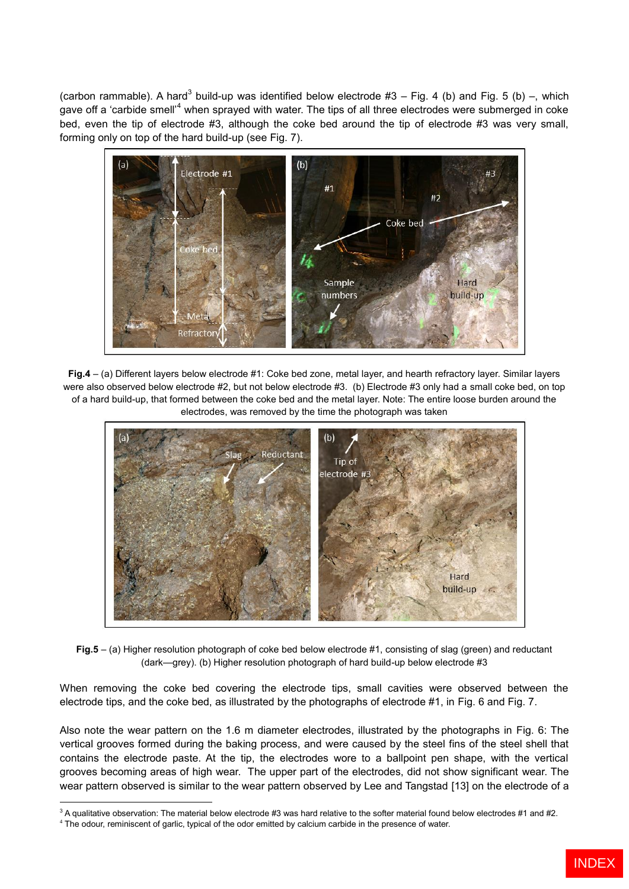(carbon rammable). A hard[3] build-up was identified below electrode #3 – Fig. 4 (b) and Fig. 5 (b) –, which gave off a 'carbide smell'[4] when sprayed with water. The tips of all three electrodes were submerged in coke bed, even the tip of electrode #3, although the coke bed around the tip of electrode #3 was very small, forming only on top of the hard build-up (see Fig. 7).

**Fig.4** – (a) Different layers below electrode #1: Coke bed zone, metal layer, and hearth refractory layer. Similar layers were also observed below electrode #2, but not below electrode #3. (b) Electrode #3 only had a small coke bed, on top of a hard build-up, that formed between the coke bed and the metal layer. Note: The entire loose burden around the electrodes, was removed by the time the photograph was taken

**Fig.5** – (a) Higher resolution photograph of coke bed below electrode #1, consisting of slag (green) and reductant (dark—grey). (b) Higher resolution photograph of hard build-up below electrode #3

When removing the coke bed covering the electrode tips, small cavities were observed between the electrode tips, and the coke bed, as illustrated by the photographs of electrode #1, in Fig. 6 and Fig. 7.

Also note the wear pattern on the 1.6 m diameter electrodes, illustrated by the photographs in Fig. 6: The vertical grooves formed during the baking process, and were caused by the steel fins of the steel shell that contains the electrode paste. At the tip, the electrodes wore to a ballpoint pen shape, with the vertical grooves becoming areas of high wear. The upper part of the electrodes, did not show significant wear. The wear pattern observed is similar to the wear pattern observed by Lee and Tangstad [13] on the electrode of a

---

[3] A qualitative observation: The material below electrode #3 was hard relative to the softer material found below electrodes #1 and #2.

[4] The odour, reminiscent of garlic, typical of the odor emitted by calcium carbide in the presence of water.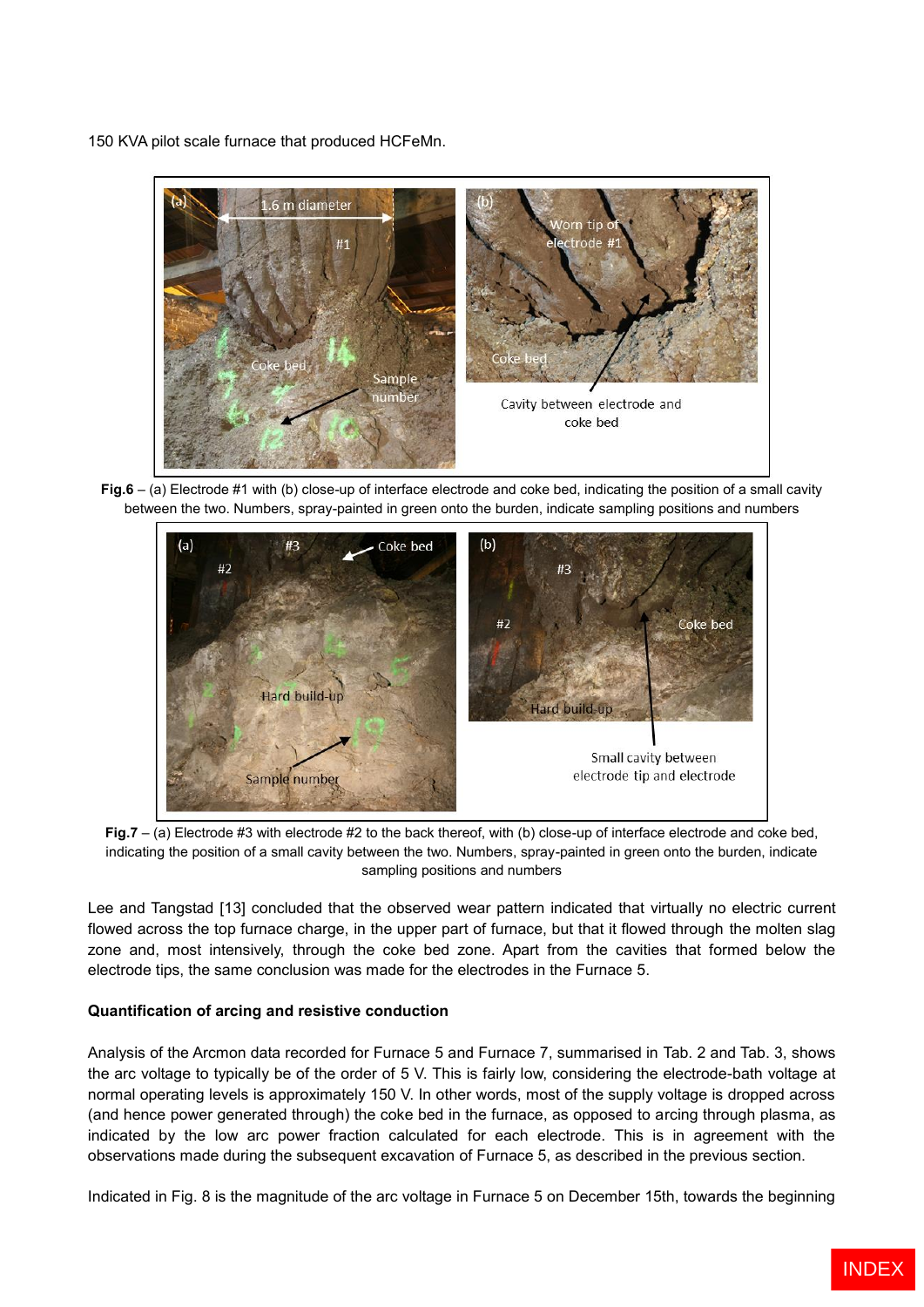150 KVA pilot scale furnace that produced HCFeMn.

**Fig.6** – (a) Electrode #1 with (b) close-up of interface electrode and coke bed, indicating the position of a small cavity between the two. Numbers, spray-painted in green onto the burden, indicate sampling positions and numbers

**Fig.7** – (a) Electrode #3 with electrode #2 to the back thereof, with (b) close-up of interface electrode and coke bed, indicating the position of a small cavity between the two. Numbers, spray-painted in green onto the burden, indicate sampling positions and numbers

Lee and Tangstad [13] concluded that the observed wear pattern indicated that virtually no electric current flowed across the top furnace charge, in the upper part of furnace, but that it flowed through the molten slag zone and, most intensively, through the coke bed zone. Apart from the cavities that formed below the electrode tips, the same conclusion was made for the electrodes in the Furnace 5.

**Quantification of arcing and resistive conduction**

Analysis of the Arcmon data recorded for Furnace 5 and Furnace 7, summarised in Tab. 2 and Tab. 3, shows the arc voltage to typically be of the order of 5 V. This is fairly low, considering the electrode-bath voltage at normal operating levels is approximately 150 V. In other words, most of the supply voltage is dropped across (and hence power generated through) the coke bed in the furnace, as opposed to arcing through plasma, as indicated by the low arc power fraction calculated for each electrode. This is in agreement with the observations made during the subsequent excavation of Furnace 5, as described in the previous section.

Indicated in Fig. 8 is the magnitude of the arc voltage in Furnace 5 on December 15th, towards the beginning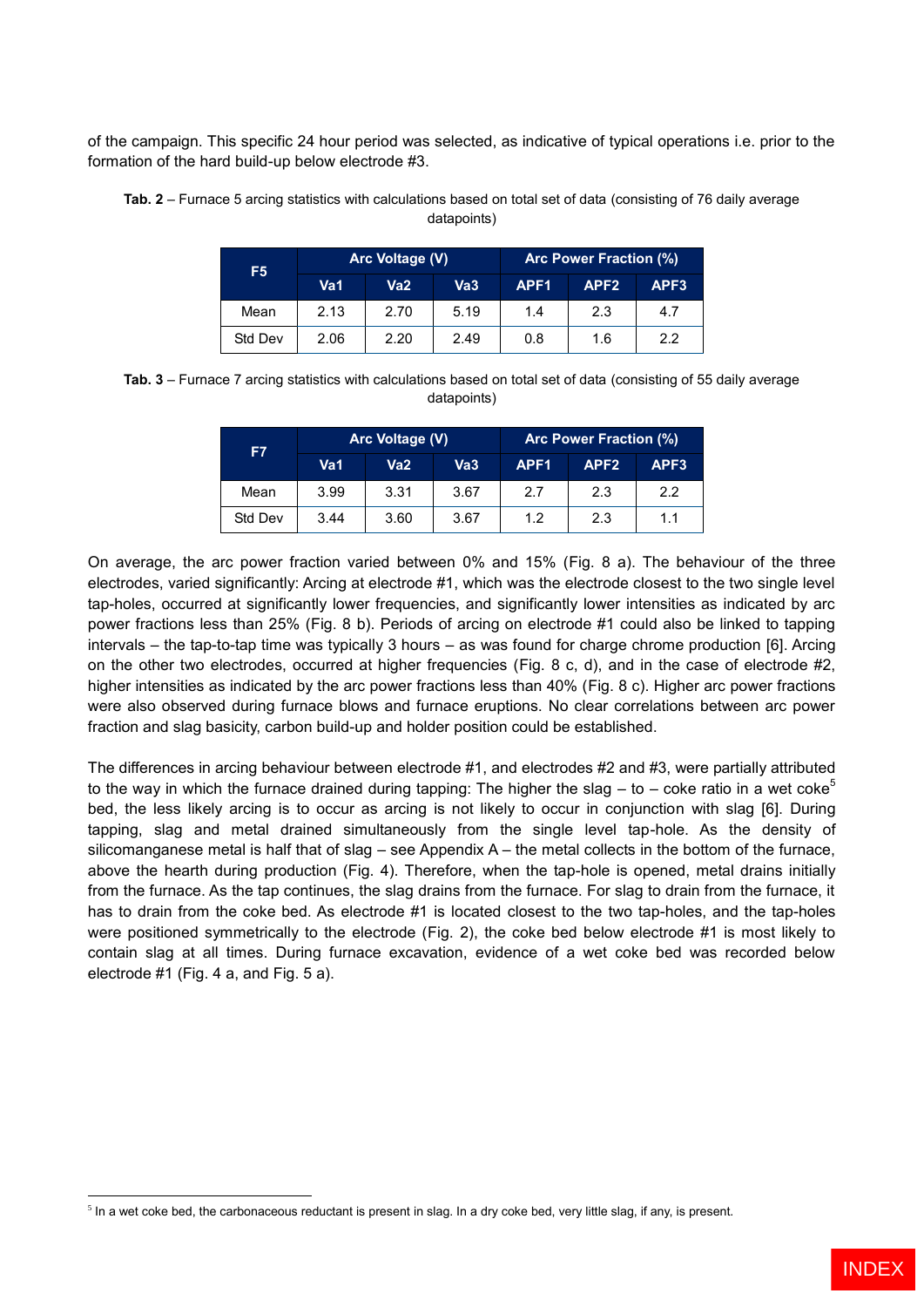of the campaign. This specific 24 hour period was selected, as indicative of typical operations i.e. prior to the formation of the hard build-up below electrode #3.

**Tab. 2** – Furnace 5 arcing statistics with calculations based on total set of data (consisting of 76 daily average datapoints)

| F5 | Arc Voltage (V) | | | Arc Power Fraction (%) | | |
|---|---|---|---|---|---|---|
| | Va1 | Va2 | Va3 | APF1 | APF2 | APF3 |
| Mean | 2.13 | 2.70 | 5.19 | 1.4 | 2.3 | 4.7 |
| Std Dev | 2.06 | 2.20 | 2.49 | 0.8 | 1.6 | 2.2 |

**Tab. 3** – Furnace 7 arcing statistics with calculations based on total set of data (consisting of 55 daily average datapoints)

| F7 | Arc Voltage (V) | | | Arc Power Fraction (%) | | |
|---|---|---|---|---|---|---|
| | Va1 | Va2 | Va3 | APF1 | APF2 | APF3 |
| Mean | 3.99 | 3.31 | 3.67 | 2.7 | 2.3 | 2.2 |
| Std Dev | 3.44 | 3.60 | 3.67 | 1.2 | 2.3 | 1.1 |

On average, the arc power fraction varied between 0% and 15% (Fig. 8 a). The behaviour of the three electrodes, varied significantly: Arcing at electrode #1, which was the electrode closest to the two single level tap-holes, occurred at significantly lower frequencies, and significantly lower intensities as indicated by arc power fractions less than 25% (Fig. 8 b). Periods of arcing on electrode #1 could also be linked to tapping intervals – the tap-to-tap time was typically 3 hours – as was found for charge chrome production [6]. Arcing on the other two electrodes, occurred at higher frequencies (Fig. 8 c, d), and in the case of electrode #2, higher intensities as indicated by the arc power fractions less than 40% (Fig. 8 c). Higher arc power fractions were also observed during furnace blows and furnace eruptions. No clear correlations between arc power fraction and slag basicity, carbon build-up and holder position could be established.

The differences in arcing behaviour between electrode #1, and electrodes #2 and #3, were partially attributed to the way in which the furnace drained during tapping: The higher the slag – to – coke ratio in a wet coke[5] bed, the less likely arcing is to occur as arcing is not likely to occur in conjunction with slag [6]. During tapping, slag and metal drained simultaneously from the single level tap-hole. As the density of silicomanganese metal is half that of slag – see Appendix A – the metal collects in the bottom of the furnace, above the hearth during production (Fig. 4). Therefore, when the tap-hole is opened, metal drains initially from the furnace. As the tap continues, the slag drains from the furnace. For slag to drain from the furnace, it has to drain from the coke bed. As electrode #1 is located closest to the two tap-holes, and the tap-holes were positioned symmetrically to the electrode (Fig. 2), the coke bed below electrode #1 is most likely to contain slag at all times. During furnace excavation, evidence of a wet coke bed was recorded below electrode #1 (Fig. 4 a, and Fig. 5 a).

[5] In a wet coke bed, the carbonaceous reductant is present in slag. In a dry coke bed, very little slag, if any, is present.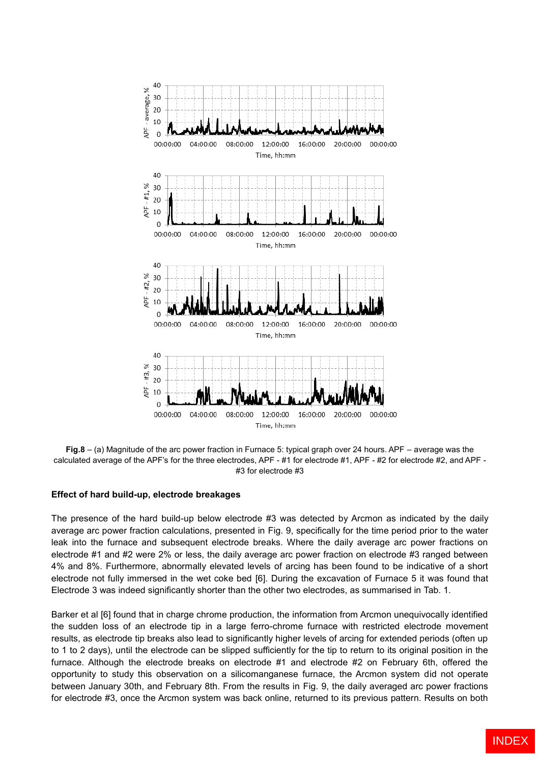**Fig.8** – (a) Magnitude of the arc power fraction in Furnace 5: typical graph over 24 hours. APF – average was the calculated average of the APF's for the three electrodes, APF - #1 for electrode #1, APF - #2 for electrode #2, and APF - #3 for electrode #3

**Effect of hard build-up, electrode breakages**

The presence of the hard build-up below electrode #3 was detected by Arcmon as indicated by the daily average arc power fraction calculations, presented in Fig. 9, specifically for the time period prior to the water leak into the furnace and subsequent electrode breaks. Where the daily average arc power fractions on electrode #1 and #2 were 2% or less, the daily average arc power fraction on electrode #3 ranged between 4% and 8%. Furthermore, abnormally elevated levels of arcing has been found to be indicative of a short electrode not fully immersed in the wet coke bed [6]. During the excavation of Furnace 5 it was found that Electrode 3 was indeed significantly shorter than the other two electrodes, as summarised in Tab. 1.

Barker et al [6] found that in charge chrome production, the information from Arcmon unequivocally identified the sudden loss of an electrode tip in a large ferro-chrome furnace with restricted electrode movement results, as electrode tip breaks also lead to significantly higher levels of arcing for extended periods (often up to 1 to 2 days), until the electrode can be slipped sufficiently for the tip to return to its original position in the furnace. Although the electrode breaks on electrode #1 and electrode #2 on February 6th, offered the opportunity to study this observation on a silicomanganese furnace, the Arcmon system did not operate between January 30th, and February 8th. From the results in Fig. 9, the daily averaged arc power fractions for electrode #3, once the Arcmon system was back online, returned to its previous pattern. Results on both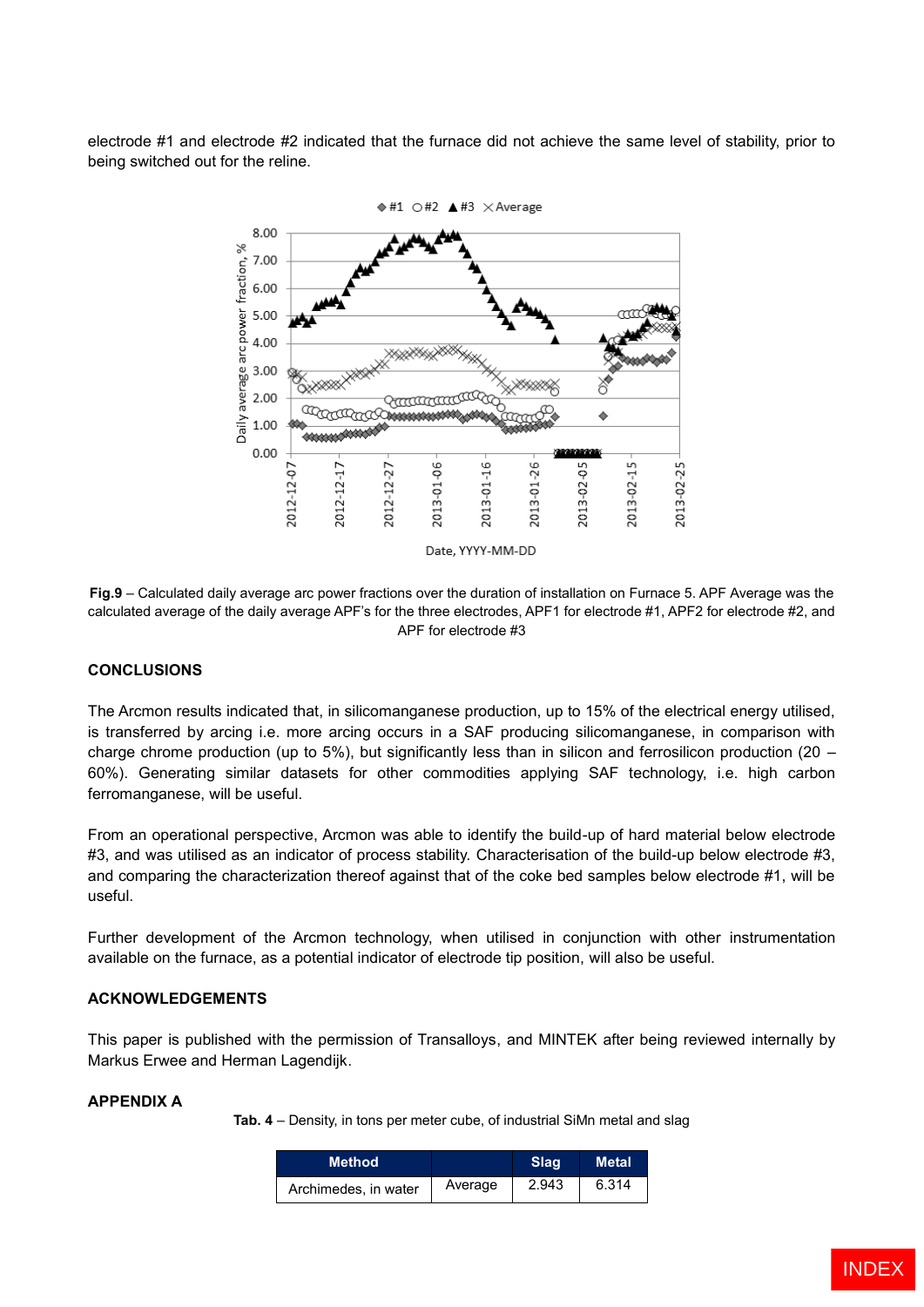electrode #1 and electrode #2 indicated that the furnace did not achieve the same level of stability, prior to being switched out for the reline.

**Fig.9** – Calculated daily average arc power fractions over the duration of installation on Furnace 5. APF Average was the calculated average of the daily average APF's for the three electrodes, APF1 for electrode #1, APF2 for electrode #2, and APF for electrode #3

## CONCLUSIONS

The Arcmon results indicated that, in silicomanganese production, up to 15% of the electrical energy utilised, is transferred by arcing i.e. more arcing occurs in a SAF producing silicomanganese, in comparison with charge chrome production (up to 5%), but significantly less than in silicon and ferrosilicon production (20 – 60%). Generating similar datasets for other commodities applying SAF technology, i.e. high carbon ferromanganese, will be useful.

From an operational perspective, Arcmon was able to identify the build-up of hard material below electrode #3, and was utilised as an indicator of process stability. Characterisation of the build-up below electrode #3, and comparing the characterization thereof against that of the coke bed samples below electrode #1, will be useful.

Further development of the Arcmon technology, when utilised in conjunction with other instrumentation available on the furnace, as a potential indicator of electrode tip position, will also be useful.

## ACKNOWLEDGEMENTS

This paper is published with the permission of Transalloys, and MINTEK after being reviewed internally by Markus Erwee and Herman Lagendijk.

## APPENDIX A

**Tab. 4** – Density, in tons per meter cube, of industrial SiMn metal and slag

| Method | | Slag | Metal |
|---|---|---|---|
| Archimedes, in water | Average | 2.943 | 6.314 |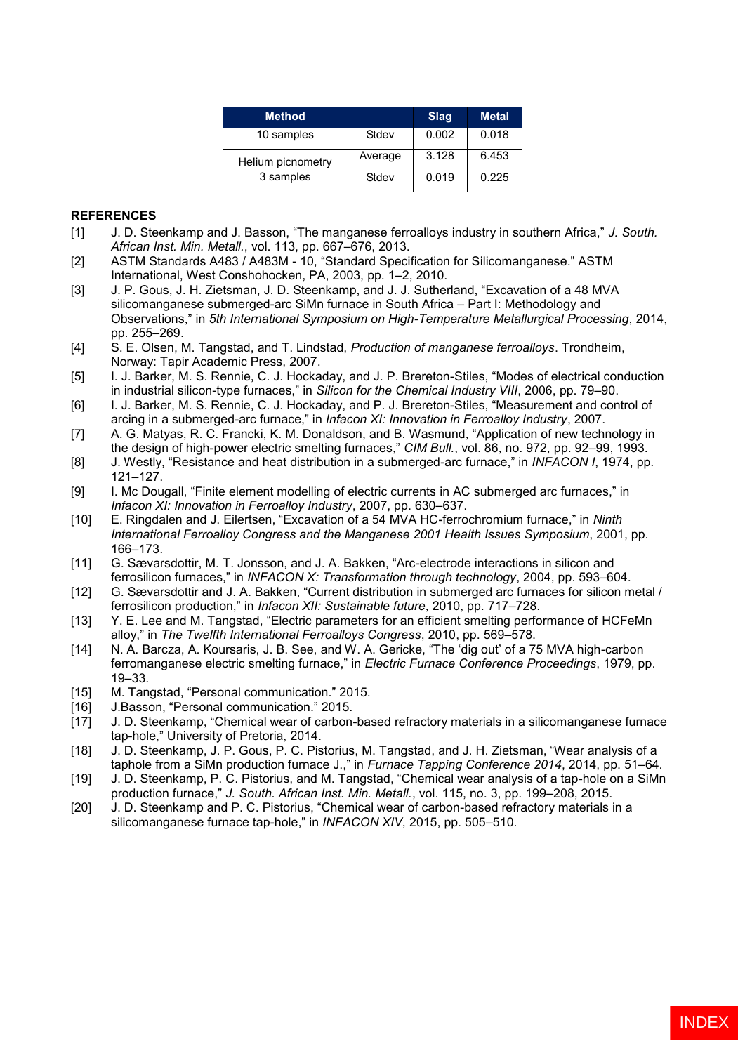| Method | | Slag | Metal |
|---|---|---|---|
| 10 samples | Stdev | 0.002 | 0.018 |
| Helium picnometry 3 samples | Average | 3.128 | 6.453 |
| | Stdev | 0.019 | 0.225 |

**REFERENCES**

[1] J. D. Steenkamp and J. Basson, "The manganese ferroalloys industry in southern Africa," *J. South. African Inst. Min. Metall.*, vol. 113, pp. 667–676, 2013.

[2] ASTM Standards A483 / A483M - 10, "Standard Specification for Silicomanganese." ASTM International, West Conshohocken, PA, 2003, pp. 1–2, 2010.

[3] J. P. Gous, J. H. Zietsman, J. D. Steenkamp, and J. J. Sutherland, "Excavation of a 48 MVA silicomanganese submerged-arc SiMn furnace in South Africa – Part I: Methodology and Observations," in *5th International Symposium on High-Temperature Metallurgical Processing*, 2014, pp. 255–269.

[4] S. E. Olsen, M. Tangstad, and T. Lindstad, *Production of manganese ferroalloys*. Trondheim, Norway: Tapir Academic Press, 2007.

[5] I. J. Barker, M. S. Rennie, C. J. Hockaday, and J. P. Brereton-Stiles, "Modes of electrical conduction in industrial silicon-type furnaces," in *Silicon for the Chemical Industry VIII*, 2006, pp. 79–90.

[6] I. J. Barker, M. S. Rennie, C. J. Hockaday, and P. J. Brereton-Stiles, "Measurement and control of arcing in a submerged-arc furnace," in *Infacon XI: Innovation in Ferroalloy Industry*, 2007.

[7] A. G. Matyas, R. C. Francki, K. M. Donaldson, and B. Wasmund, "Application of new technology in the design of high-power electric smelting furnaces," *CIM Bull.*, vol. 86, no. 972, pp. 92–99, 1993.

[8] J. Westly, "Resistance and heat distribution in a submerged-arc furnace," in *INFACON I*, 1974, pp. 121–127.

[9] I. Mc Dougall, "Finite element modelling of electric currents in AC submerged arc furnaces," in *Infacon XI: Innovation in Ferroalloy Industry*, 2007, pp. 630–637.

[10] E. Ringdalen and J. Eilertsen, "Excavation of a 54 MVA HC-ferrochromium furnace," in *Ninth International Ferroalloy Congress and the Manganese 2001 Health Issues Symposium*, 2001, pp. 166–173.

[11] G. Sævarsdottir, M. T. Jonsson, and J. A. Bakken, "Arc-electrode interactions in silicon and ferrosilicon furnaces," in *INFACON X: Transformation through technology*, 2004, pp. 593–604.

[12] G. Sævarsdottir and J. A. Bakken, "Current distribution in submerged arc furnaces for silicon metal / ferrosilicon production," in *Infacon XII: Sustainable future*, 2010, pp. 717–728.

[13] Y. E. Lee and M. Tangstad, "Electric parameters for an efficient smelting performance of HCFeMn alloy," in *The Twelfth International Ferroalloys Congress*, 2010, pp. 569–578.

[14] N. A. Barcza, A. Koursaris, J. B. See, and W. A. Gericke, "The 'dig out' of a 75 MVA high-carbon ferromanganese electric smelting furnace," in *Electric Furnace Conference Proceedings*, 1979, pp. 19–33.

[15] M. Tangstad, "Personal communication." 2015.

[16] J.Basson, "Personal communication." 2015.

[17] J. D. Steenkamp, "Chemical wear of carbon-based refractory materials in a silicomanganese furnace tap-hole," University of Pretoria, 2014.

[18] J. D. Steenkamp, J. P. Gous, P. C. Pistorius, M. Tangstad, and J. H. Zietsman, "Wear analysis of a taphole from a SiMn production furnace J.," in *Furnace Tapping Conference 2014*, 2014, pp. 51–64.

[19] J. D. Steenkamp, P. C. Pistorius, and M. Tangstad, "Chemical wear analysis of a tap-hole on a SiMn production furnace," *J. South. African Inst. Min. Metall.*, vol. 115, no. 3, pp. 199–208, 2015.

[20] J. D. Steenkamp and P. C. Pistorius, "Chemical wear of carbon-based refractory materials in a silicomanganese furnace tap-hole," in *INFACON XIV*, 2015, pp. 505–510.

INDEX